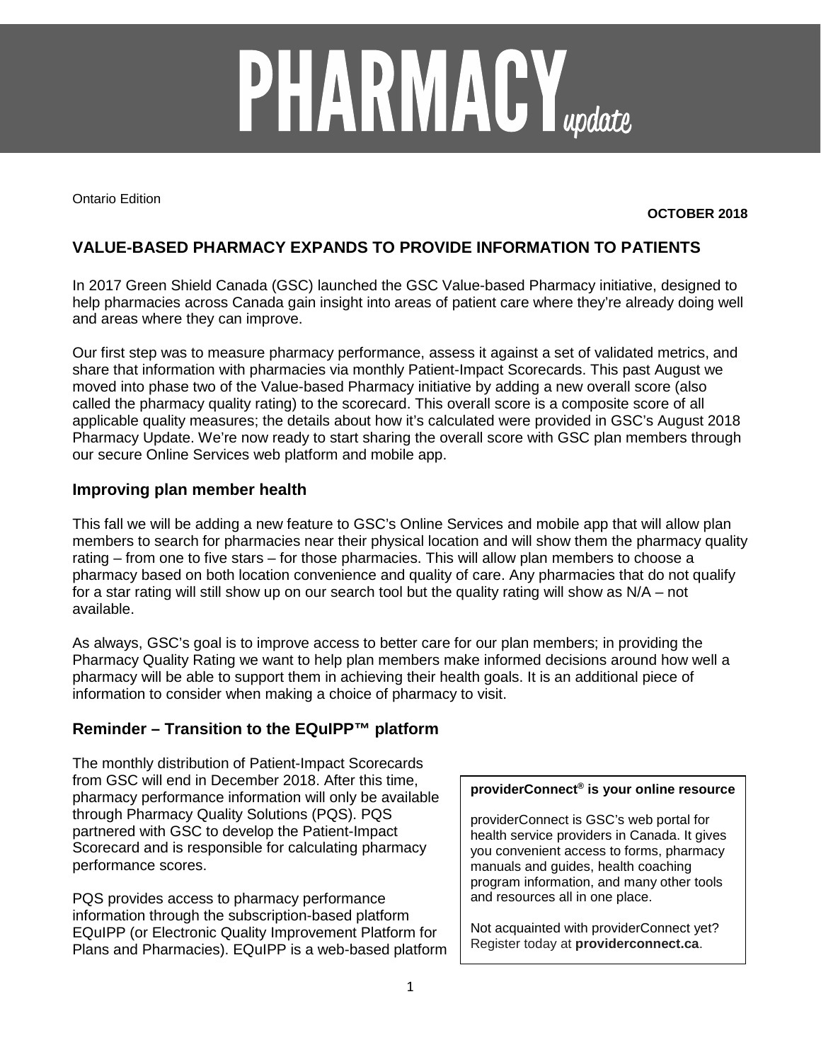# PHARMACY *update*

Ontario Edition

**OCTOBER 2018**

## VALUE-BASED PHARMACY EXPANDS TO PROVIDE INFORMATION TO PATIENTS

In 2017 Green Shield Canada (GSC) launched the GSC Value-based Pharmacy initiative, designed to help pharmacies across Canada gain insight into areas of patient care where they're already doing well and areas where they can improve.

Our first step was to measure pharmacy performance, assess it against a set of validated metrics, and share that information with pharmacies via monthly Patient-Impact Scorecards. This past August we moved into phase two of the Value-based Pharmacy initiative by adding a new overall score (also called the pharmacy quality rating) to the scorecard. This overall score is a composite score of all applicable quality measures; the details about how it's calculated were provided in GSC's August 2018 Pharmacy Update. We're now ready to start sharing the overall score with GSC plan members through our secure Online Services web platform and mobile app.

### Improving plan member health

This fall we will be adding a new feature to GSC's Online Services and mobile app that will allow plan members to search for pharmacies near their physical location and will show them the pharmacy quality rating – from one to five stars – for those pharmacies. This will allow plan members to choose a pharmacy based on both location convenience and quality of care. Any pharmacies that do not qualify for a star rating will still show up on our search tool but the quality rating will show as N/A – not available.

As always, GSC's goal is to improve access to better care for our plan members; in providing the Pharmacy Quality Rating we want to help plan members make informed decisions around how well a pharmacy will be able to support them in achieving their health goals. It is an additional piece of information to consider when making a choice of pharmacy to visit.

### Reminder – Transition to the EQuIPP™ platform

The monthly distribution of Patient-Impact Scorecards from GSC will end in December 2018. After this time, pharmacy performance information will only be available through Pharmacy Quality Solutions (PQS). PQS partnered with GSC to develop the Patient-Impact Scorecard and is responsible for calculating pharmacy performance scores.

PQS provides access to pharmacy performance information through the subscription-based platform EQuIPP (or Electronic Quality Improvement Platform for Plans and Pharmacies). EQuIPP is a web-based platform

> **providerConnect® is your online resource**
>
> providerConnect is GSC's web portal for health service providers in Canada. It gives you convenient access to forms, pharmacy manuals and guides, health coaching program information, and many other tools and resources all in one place.
>
> Not acquainted with providerConnect yet? Register today at **providerconnect.ca**.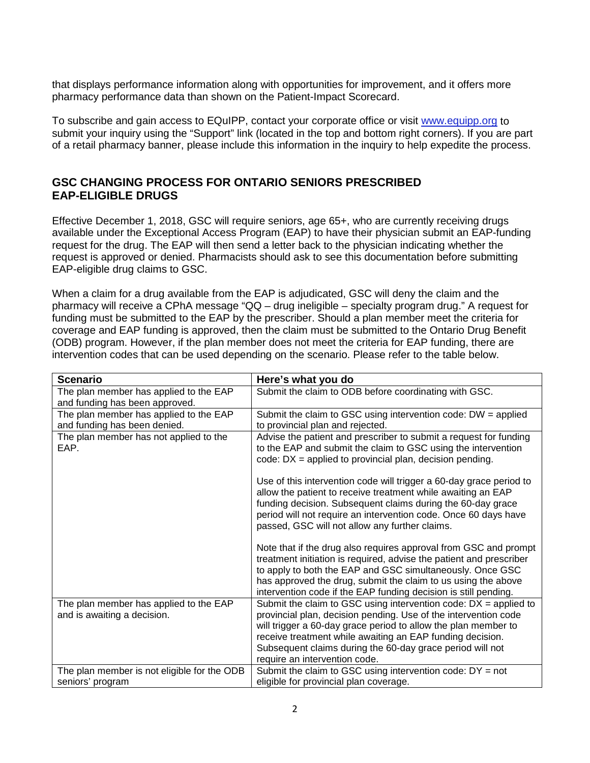that displays performance information along with opportunities for improvement, and it offers more pharmacy performance data than shown on the Patient-Impact Scorecard.

To subscribe and gain access to EQuIPP, contact your corporate office or visit www.equipp.org to submit your inquiry using the "Support" link (located in the top and bottom right corners). If you are part of a retail pharmacy banner, please include this information in the inquiry to help expedite the process.

## GSC CHANGING PROCESS FOR ONTARIO SENIORS PRESCRIBED EAP-ELIGIBLE DRUGS

Effective December 1, 2018, GSC will require seniors, age 65+, who are currently receiving drugs available under the Exceptional Access Program (EAP) to have their physician submit an EAP-funding request for the drug. The EAP will then send a letter back to the physician indicating whether the request is approved or denied. Pharmacists should ask to see this documentation before submitting EAP-eligible drug claims to GSC.

When a claim for a drug available from the EAP is adjudicated, GSC will deny the claim and the pharmacy will receive a CPhA message "QQ – drug ineligible – specialty program drug." A request for funding must be submitted to the EAP by the prescriber. Should a plan member meet the criteria for coverage and EAP funding is approved, then the claim must be submitted to the Ontario Drug Benefit (ODB) program. However, if the plan member does not meet the criteria for EAP funding, there are intervention codes that can be used depending on the scenario. Please refer to the table below.

| Scenario | Here's what you do |
|---|---|
| The plan member has applied to the EAP and funding has been approved. | Submit the claim to ODB before coordinating with GSC. |
| The plan member has applied to the EAP and funding has been denied. | Submit the claim to GSC using intervention code: DW = applied to provincial plan and rejected. |
| The plan member has not applied to the EAP. | Advise the patient and prescriber to submit a request for funding to the EAP and submit the claim to GSC using the intervention code: DX = applied to provincial plan, decision pending.<br><br>Use of this intervention code will trigger a 60-day grace period to allow the patient to receive treatment while awaiting an EAP funding decision. Subsequent claims during the 60-day grace period will not require an intervention code. Once 60 days have passed, GSC will not allow any further claims.<br><br>Note that if the drug also requires approval from GSC and prompt treatment initiation is required, advise the patient and prescriber to apply to both the EAP and GSC simultaneously. Once GSC has approved the drug, submit the claim to us using the above intervention code if the EAP funding decision is still pending. |
| The plan member has applied to the EAP and is awaiting a decision. | Submit the claim to GSC using intervention code: DX = applied to provincial plan, decision pending. Use of the intervention code will trigger a 60-day grace period to allow the plan member to receive treatment while awaiting an EAP funding decision. Subsequent claims during the 60-day grace period will not require an intervention code. |
| The plan member is not eligible for the ODB seniors' program | Submit the claim to GSC using intervention code: DY = not eligible for provincial plan coverage. |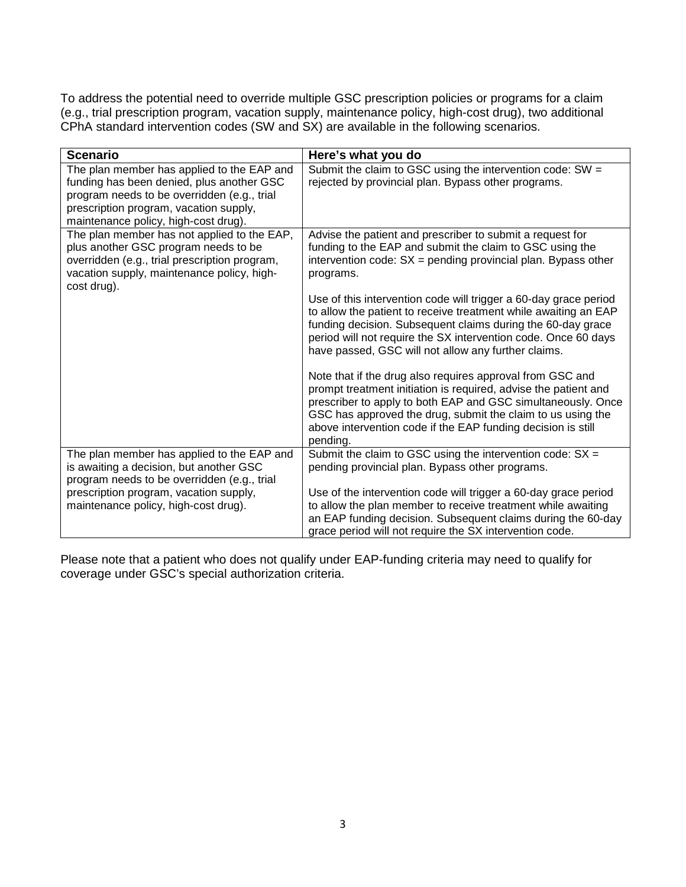To address the potential need to override multiple GSC prescription policies or programs for a claim (e.g., trial prescription program, vacation supply, maintenance policy, high-cost drug), two additional CPhA standard intervention codes (SW and SX) are available in the following scenarios.

| Scenario | Here's what you do |
|---|---|
| The plan member has applied to the EAP and funding has been denied, plus another GSC program needs to be overridden (e.g., trial prescription program, vacation supply, maintenance policy, high-cost drug). | Submit the claim to GSC using the intervention code: SW = rejected by provincial plan. Bypass other programs. |
| The plan member has not applied to the EAP, plus another GSC program needs to be overridden (e.g., trial prescription program, vacation supply, maintenance policy, high-cost drug). | Advise the patient and prescriber to submit a request for funding to the EAP and submit the claim to GSC using the intervention code: SX = pending provincial plan. Bypass other programs.<br><br>Use of this intervention code will trigger a 60-day grace period to allow the patient to receive treatment while awaiting an EAP funding decision. Subsequent claims during the 60-day grace period will not require the SX intervention code. Once 60 days have passed, GSC will not allow any further claims.<br><br>Note that if the drug also requires approval from GSC and prompt treatment initiation is required, advise the patient and prescriber to apply to both EAP and GSC simultaneously. Once GSC has approved the drug, submit the claim to us using the above intervention code if the EAP funding decision is still pending. |
| The plan member has applied to the EAP and is awaiting a decision, but another GSC program needs to be overridden (e.g., trial prescription program, vacation supply, maintenance policy, high-cost drug). | Submit the claim to GSC using the intervention code: SX = pending provincial plan. Bypass other programs.<br><br>Use of the intervention code will trigger a 60-day grace period to allow the plan member to receive treatment while awaiting an EAP funding decision. Subsequent claims during the 60-day grace period will not require the SX intervention code. |

Please note that a patient who does not qualify under EAP-funding criteria may need to qualify for coverage under GSC's special authorization criteria.